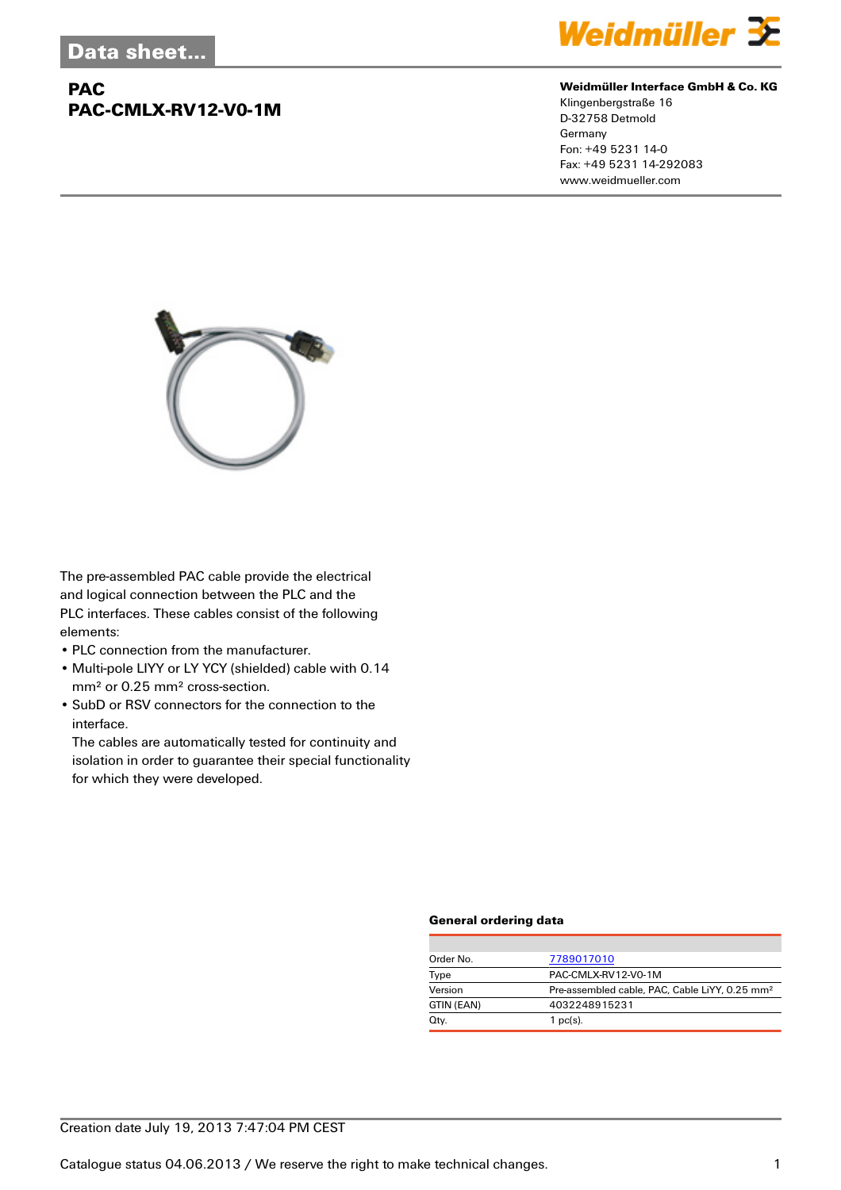Data sheet...

# PAC
# PAC-CMLX-RV12-V0-1M

**Weidmüller Interface GmbH & Co. KG**
Klingenbergstraße 16
D-32758 Detmold
Germany
Fon: +49 5231 14-0
Fax: +49 5231 14-292083
www.weidmueller.com

The pre-assembled PAC cable provide the electrical and logical connection between the PLC and the PLC interfaces. These cables consist of the following elements:

- PLC connection from the manufacturer.
- Multi-pole LIYY or LY YCY (shielded) cable with 0.14 mm² or 0.25 mm² cross-section.
- SubD or RSV connectors for the connection to the interface.
  The cables are automatically tested for continuity and isolation in order to guarantee their special functionality for which they were developed.

### General ordering data

| | |
|---|---|
| Order No. | 7789017010 |
| Type | PAC-CMLX-RV12-V0-1M |
| Version | Pre-assembled cable, PAC, Cable LiYY, 0.25 mm² |
| GTIN (EAN) | 4032248915231 |
| Qty. | 1 pc(s). |

Creation date July 19, 2013 7:47:04 PM CEST

Catalogue status 04.06.2013 / We reserve the right to make technical changes.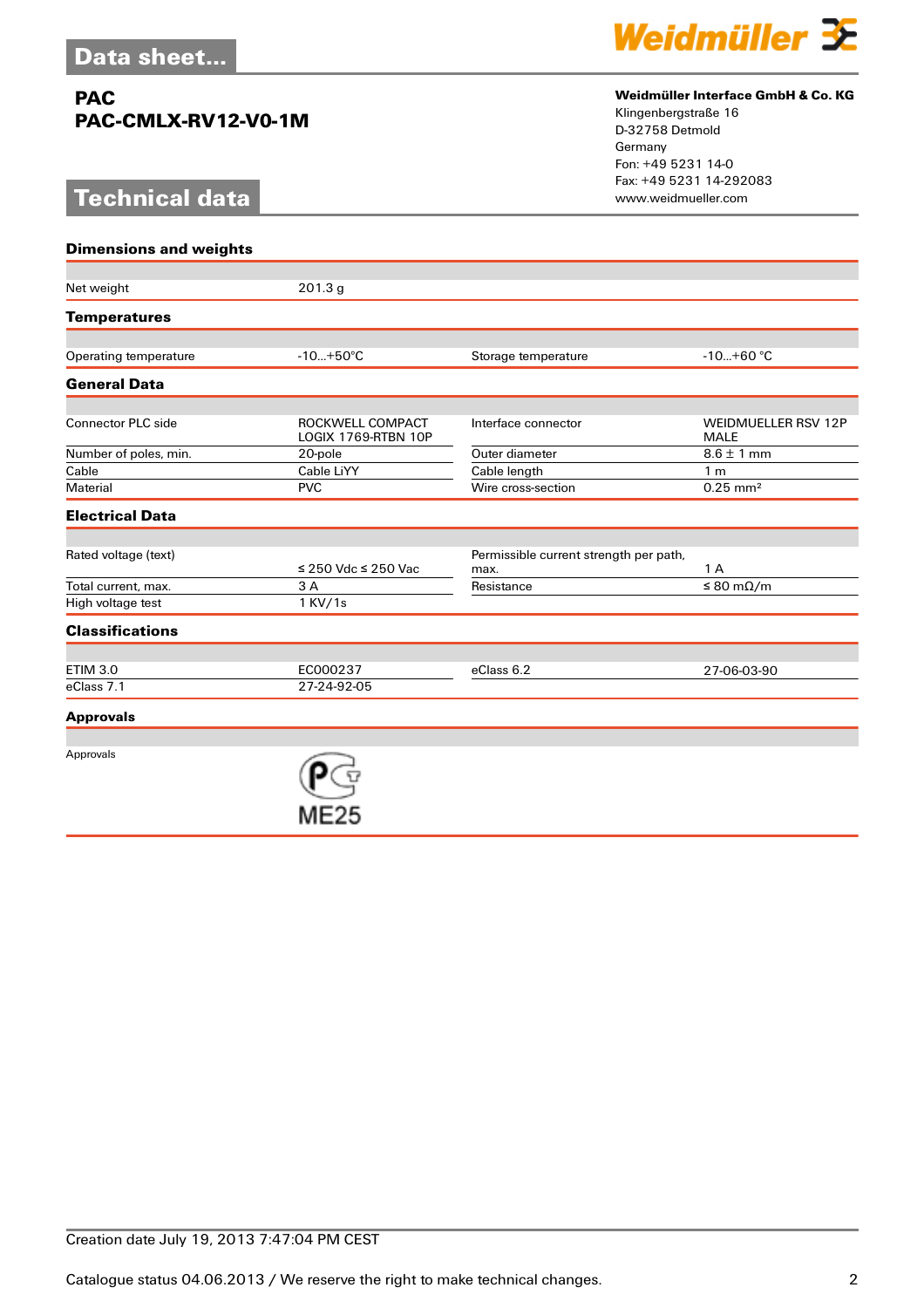# Data sheet...

## PAC
## PAC-CMLX-RV12-V0-1M

**Weidmüller Interface GmbH & Co. KG**
Klingenbergstraße 16
D-32758 Detmold
Germany
Fon: +49 5231 14-0
Fax: +49 5231 14-292083
www.weidmueller.com

## Technical data

### Dimensions and weights

| | | | |
|---|---|---|---|
| Net weight | 201.3 g | | |

### Temperatures

| | | | |
|---|---|---|---|
| Operating temperature | -10...+50°C | Storage temperature | -10...+60 °C |

### General Data

| | | | |
|---|---|---|---|
| Connector PLC side | ROCKWELL COMPACT LOGIX 1769-RTBN 10P | Interface connector | WEIDMUELLER RSV 12P MALE |
| Number of poles, min. | 20-pole | Outer diameter | 8.6 ± 1 mm |
| Cable | Cable LiYY | Cable length | 1 m |
| Material | PVC | Wire cross-section | 0.25 mm² |

### Electrical Data

| | | | |
|---|---|---|---|
| Rated voltage (text) | ≤ 250 Vdc ≤ 250 Vac | Permissible current strength per path, max. | 1 A |
| Total current, max. | 3 A | Resistance | ≤ 80 mΩ/m |
| High voltage test | 1 KV/1s | | |

### Classifications

| | | | |
|---|---|---|---|
| ETIM 3.0 | EC000237 | eClass 6.2 | 27-06-03-90 |
| eClass 7.1 | 27-24-92-05 | | |

### Approvals

Approvals

ME25

Creation date July 19, 2013 7:47:04 PM CEST

Catalogue status 04.06.2013 / We reserve the right to make technical changes.